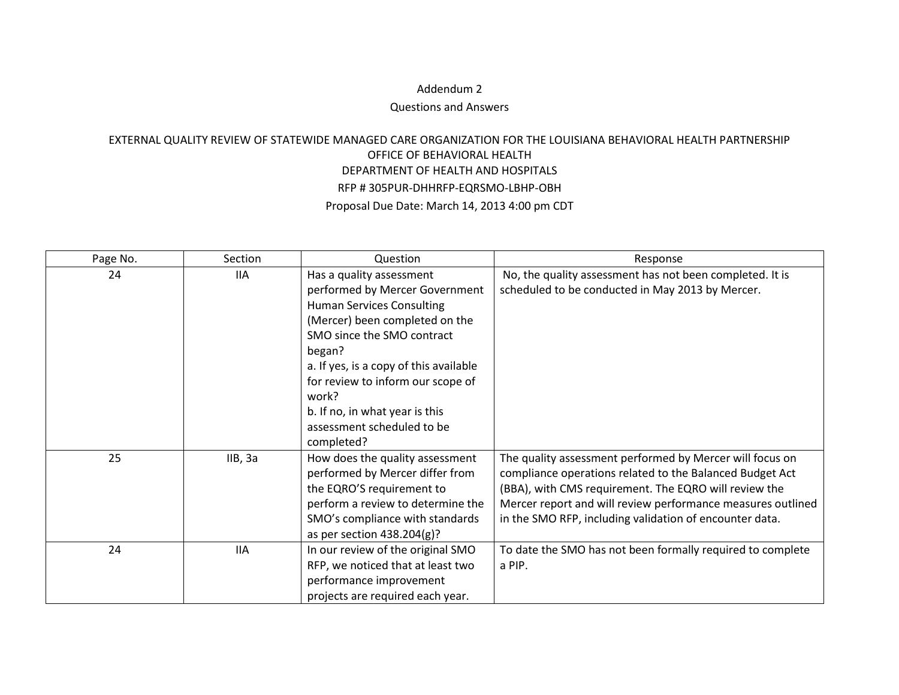Addendum 2

Questions and Answers

EXTERNAL QUALITY REVIEW OF STATEWIDE MANAGED CARE ORGANIZATION FOR THE LOUISIANA BEHAVIORAL HEALTH PARTNERSHIP
OFFICE OF BEHAVIORAL HEALTH
DEPARTMENT OF HEALTH AND HOSPITALS
RFP # 305PUR-DHHRFP-EQRSMO-LBHP-OBH
Proposal Due Date: March 14, 2013 4:00 pm CDT

| Page No. | Section | Question | Response |
|---|---|---|---|
| 24 | IIA | Has a quality assessment performed by Mercer Government Human Services Consulting (Mercer) been completed on the SMO since the SMO contract began?<br>a. If yes, is a copy of this available for review to inform our scope of work?<br>b. If no, in what year is this assessment scheduled to be completed? | No, the quality assessment has not been completed. It is scheduled to be conducted in May 2013 by Mercer. |
| 25 | IIB, 3a | How does the quality assessment performed by Mercer differ from the EQRO'S requirement to perform a review to determine the SMO's compliance with standards as per section 438.204(g)? | The quality assessment performed by Mercer will focus on compliance operations related to the Balanced Budget Act (BBA), with CMS requirement. The EQRO will review the Mercer report and will review performance measures outlined in the SMO RFP, including validation of encounter data. |
| 24 | IIA | In our review of the original SMO RFP, we noticed that at least two performance improvement projects are required each year. | To date the SMO has not been formally required to complete a PIP. |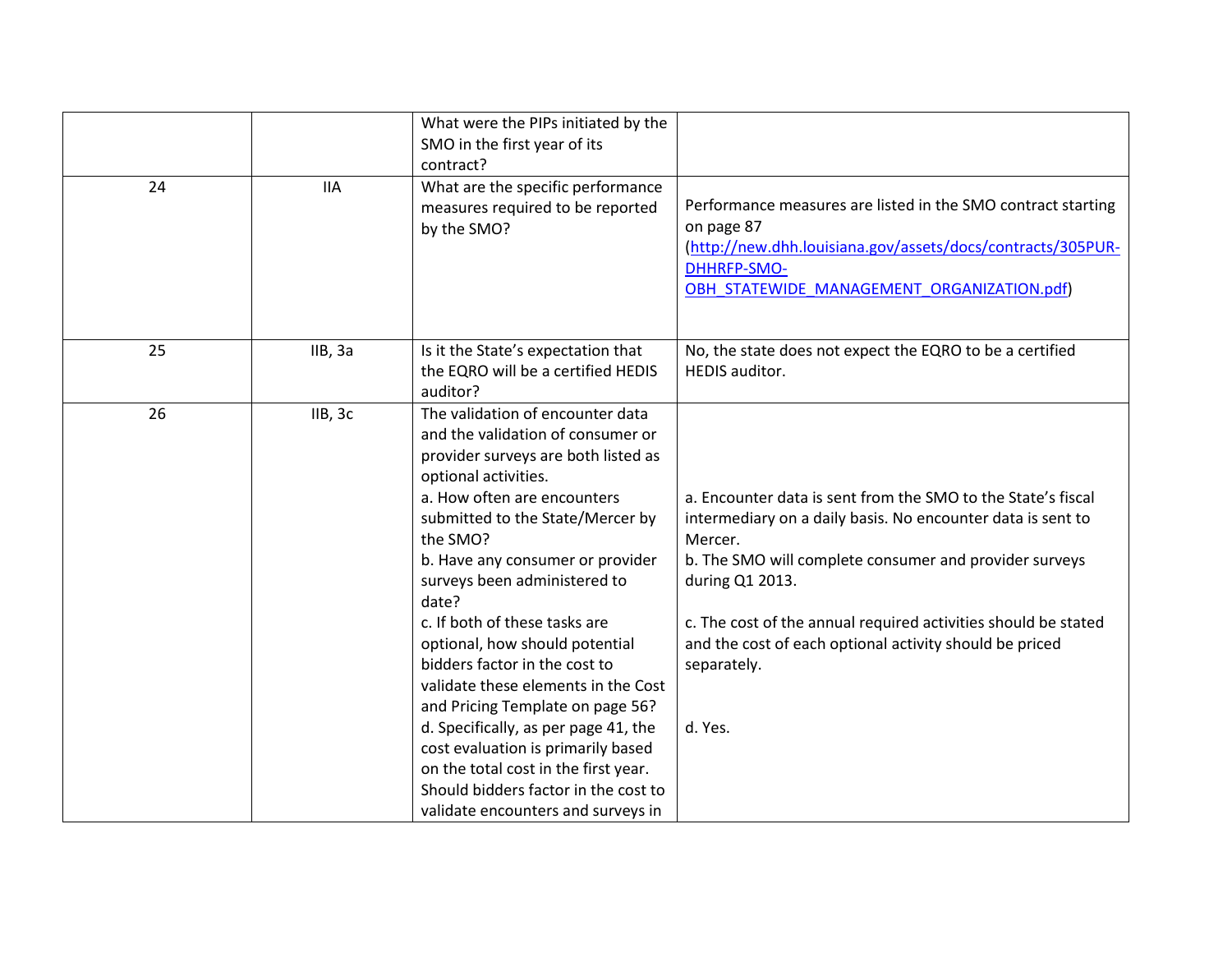| | | | |
|---|---|---|---|
| | | What were the PIPs initiated by the SMO in the first year of its contract? | |
| 24 | IIA | What are the specific performance measures required to be reported by the SMO? | Performance measures are listed in the SMO contract starting on page 87 ([http://new.dhh.louisiana.gov/assets/docs/contracts/305PUR-DHHRFP-SMO-OBH_STATEWIDE_MANAGEMENT_ORGANIZATION.pdf](http://new.dhh.louisiana.gov/assets/docs/contracts/305PUR-DHHRFP-SMO-OBH_STATEWIDE_MANAGEMENT_ORGANIZATION.pdf)) |
| 25 | IIB, 3a | Is it the State's expectation that the EQRO will be a certified HEDIS auditor? | No, the state does not expect the EQRO to be a certified HEDIS auditor. |
| 26 | IIB, 3c | The validation of encounter data and the validation of consumer or provider surveys are both listed as optional activities.<br>a. How often are encounters submitted to the State/Mercer by the SMO?<br>b. Have any consumer or provider surveys been administered to date?<br>c. If both of these tasks are optional, how should potential bidders factor in the cost to validate these elements in the Cost and Pricing Template on page 56?<br>d. Specifically, as per page 41, the cost evaluation is primarily based on the total cost in the first year. Should bidders factor in the cost to validate encounters and surveys in | a. Encounter data is sent from the SMO to the State's fiscal intermediary on a daily basis. No encounter data is sent to Mercer.<br>b. The SMO will complete consumer and provider surveys during Q1 2013.<br><br>c. The cost of the annual required activities should be stated and the cost of each optional activity should be priced separately.<br><br><br>d. Yes. |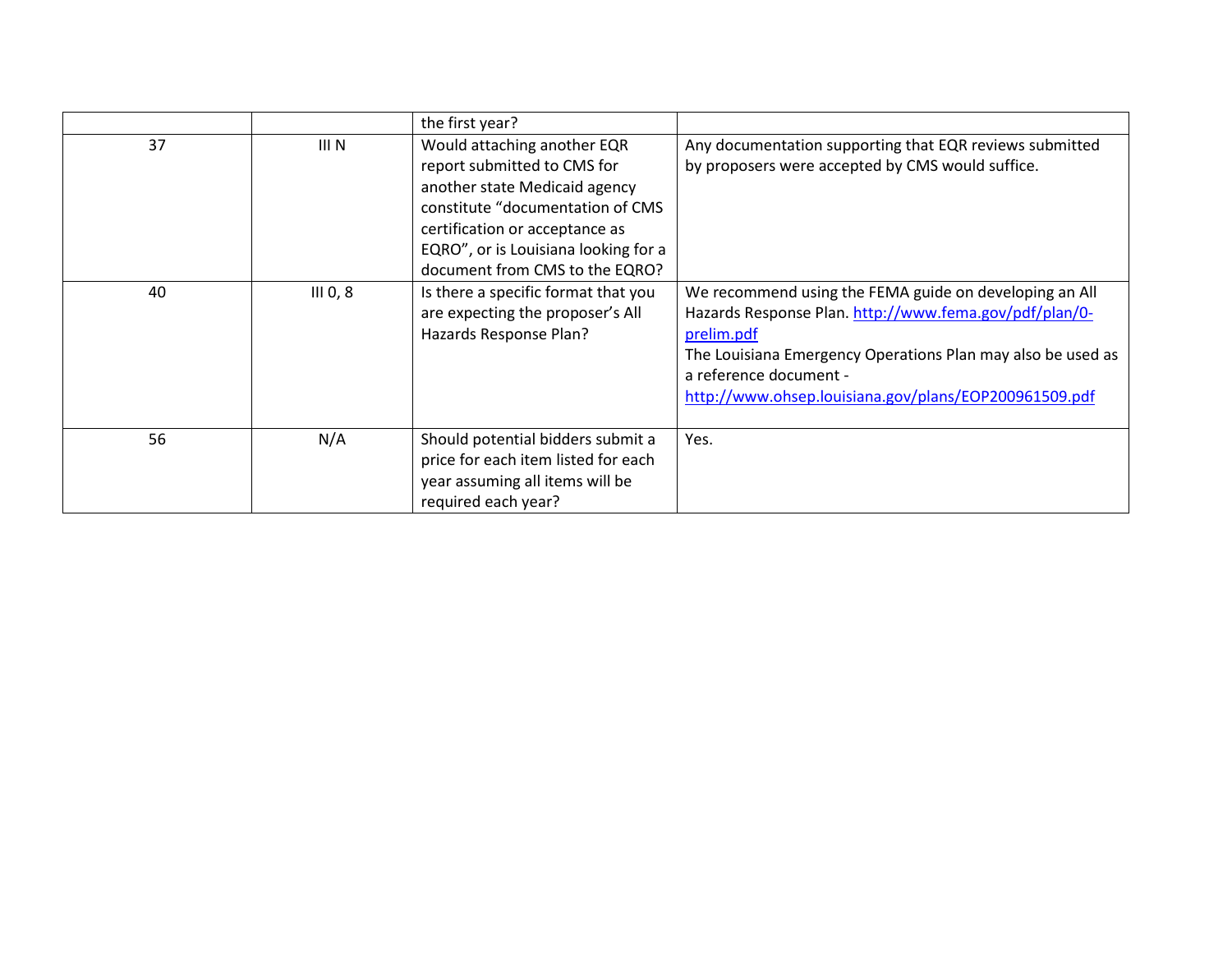| | | | |
|---|---|---|---|
| | | the first year? | |
| 37 | III N | Would attaching another EQR report submitted to CMS for another state Medicaid agency constitute "documentation of CMS certification or acceptance as EQRO", or is Louisiana looking for a document from CMS to the EQRO? | Any documentation supporting that EQR reviews submitted by proposers were accepted by CMS would suffice. |
| 40 | III 0, 8 | Is there a specific format that you are expecting the proposer's All Hazards Response Plan? | We recommend using the FEMA guide on developing an All Hazards Response Plan. http://www.fema.gov/pdf/plan/0-prelim.pdf<br>The Louisiana Emergency Operations Plan may also be used as a reference document - http://www.ohsep.louisiana.gov/plans/EOP200961509.pdf |
| 56 | N/A | Should potential bidders submit a price for each item listed for each year assuming all items will be required each year? | Yes. |